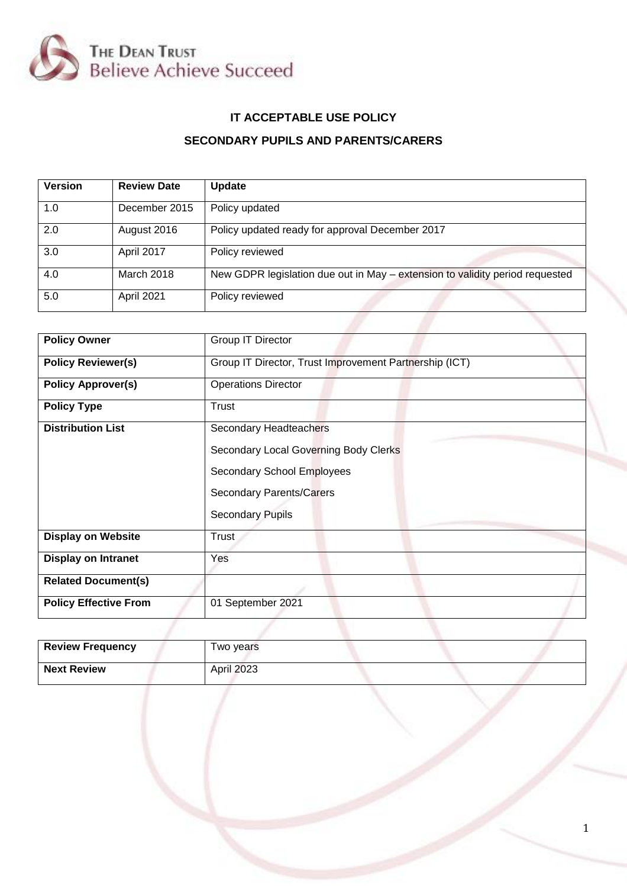THE DEAN TRUST
Believe Achieve Succeed

# IT ACCEPTABLE USE POLICY

## SECONDARY PUPILS AND PARENTS/CARERS

| Version | Review Date | Update |
|---|---|---|
| 1.0 | December 2015 | Policy updated |
| 2.0 | August 2016 | Policy updated ready for approval December 2017 |
| 3.0 | April 2017 | Policy reviewed |
| 4.0 | March 2018 | New GDPR legislation due out in May – extension to validity period requested |
| 5.0 | April 2021 | Policy reviewed |

| | |
|---|---|
| **Policy Owner** | Group IT Director |
| **Policy Reviewer(s)** | Group IT Director, Trust Improvement Partnership (ICT) |
| **Policy Approver(s)** | Operations Director |
| **Policy Type** | Trust |
| **Distribution List** | Secondary Headteachers<br>Secondary Local Governing Body Clerks<br>Secondary School Employees<br>Secondary Parents/Carers<br>Secondary Pupils |
| **Display on Website** | Trust |
| **Display on Intranet** | Yes |
| **Related Document(s)** | |
| **Policy Effective From** | 01 September 2021 |

| | |
|---|---|
| **Review Frequency** | Two years |
| **Next Review** | April 2023 |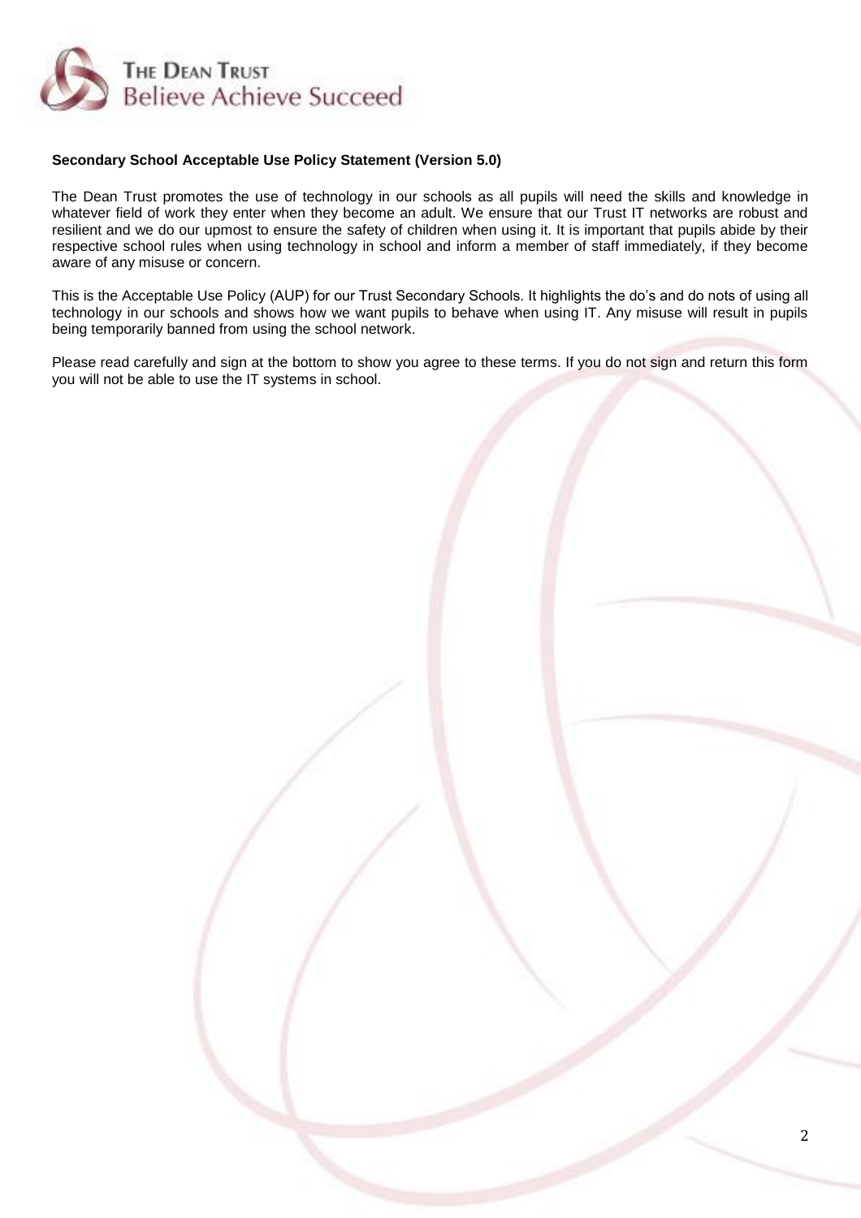**Secondary School Acceptable Use Policy Statement (Version 5.0)**

The Dean Trust promotes the use of technology in our schools as all pupils will need the skills and knowledge in whatever field of work they enter when they become an adult. We ensure that our Trust IT networks are robust and resilient and we do our upmost to ensure the safety of children when using it. It is important that pupils abide by their respective school rules when using technology in school and inform a member of staff immediately, if they become aware of any misuse or concern.

This is the Acceptable Use Policy (AUP) for our Trust Secondary Schools. It highlights the do's and do nots of using all technology in our schools and shows how we want pupils to behave when using IT. Any misuse will result in pupils being temporarily banned from using the school network.

Please read carefully and sign at the bottom to show you agree to these terms. If you do not sign and return this form you will not be able to use the IT systems in school.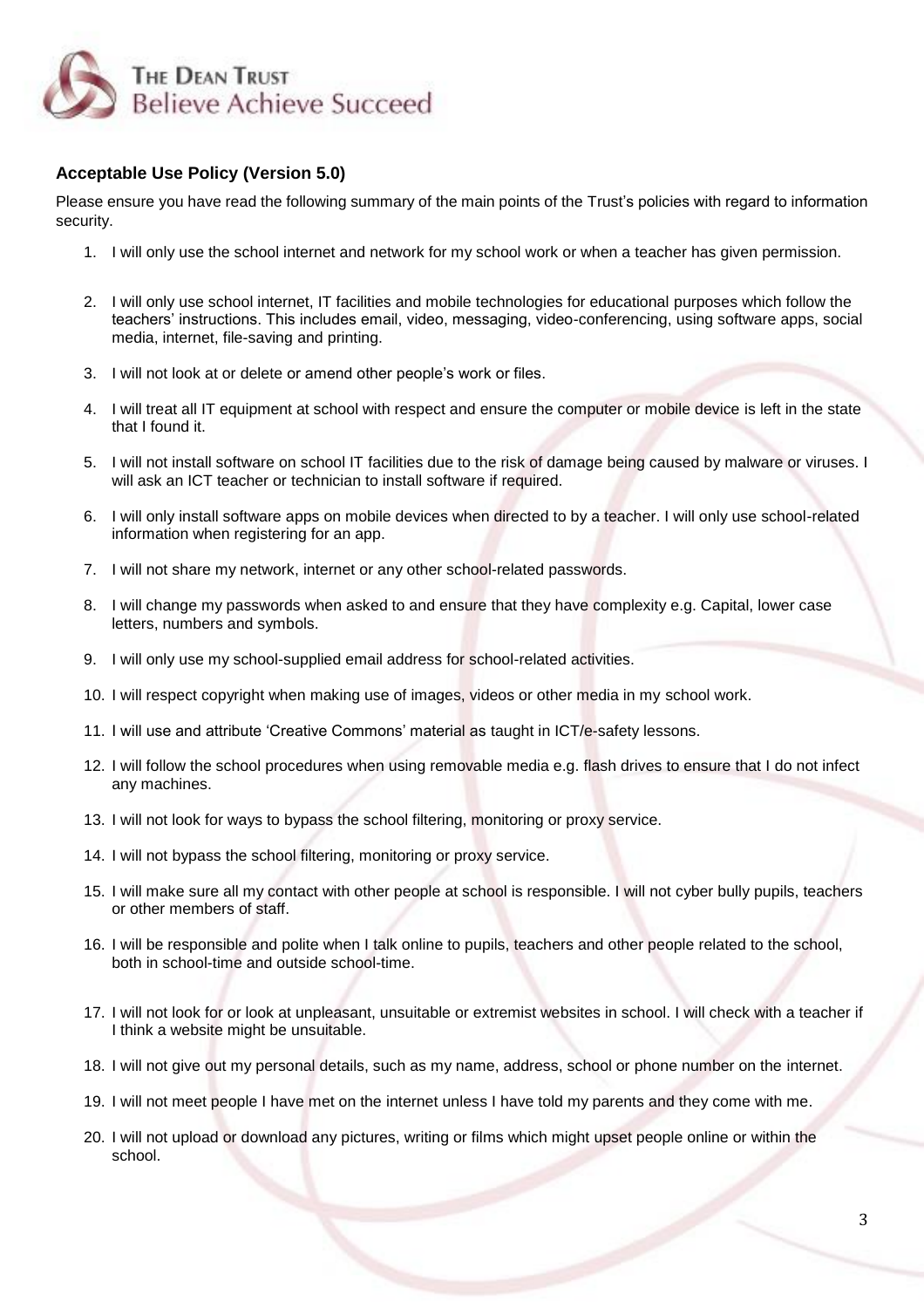THE DEAN TRUST
Believe Achieve Succeed

**Acceptable Use Policy (Version 5.0)**

Please ensure you have read the following summary of the main points of the Trust's policies with regard to information security.

1. I will only use the school internet and network for my school work or when a teacher has given permission.
2. I will only use school internet, IT facilities and mobile technologies for educational purposes which follow the teachers' instructions. This includes email, video, messaging, video-conferencing, using software apps, social media, internet, file-saving and printing.
3. I will not look at or delete or amend other people's work or files.
4. I will treat all IT equipment at school with respect and ensure the computer or mobile device is left in the state that I found it.
5. I will not install software on school IT facilities due to the risk of damage being caused by malware or viruses. I will ask an ICT teacher or technician to install software if required.
6. I will only install software apps on mobile devices when directed to by a teacher. I will only use school-related information when registering for an app.
7. I will not share my network, internet or any other school-related passwords.
8. I will change my passwords when asked to and ensure that they have complexity e.g. Capital, lower case letters, numbers and symbols.
9. I will only use my school-supplied email address for school-related activities.
10. I will respect copyright when making use of images, videos or other media in my school work.
11. I will use and attribute 'Creative Commons' material as taught in ICT/e-safety lessons.
12. I will follow the school procedures when using removable media e.g. flash drives to ensure that I do not infect any machines.
13. I will not look for ways to bypass the school filtering, monitoring or proxy service.
14. I will not bypass the school filtering, monitoring or proxy service.
15. I will make sure all my contact with other people at school is responsible. I will not cyber bully pupils, teachers or other members of staff.
16. I will be responsible and polite when I talk online to pupils, teachers and other people related to the school, both in school-time and outside school-time.
17. I will not look for or look at unpleasant, unsuitable or extremist websites in school. I will check with a teacher if I think a website might be unsuitable.
18. I will not give out my personal details, such as my name, address, school or phone number on the internet.
19. I will not meet people I have met on the internet unless I have told my parents and they come with me.
20. I will not upload or download any pictures, writing or films which might upset people online or within the school.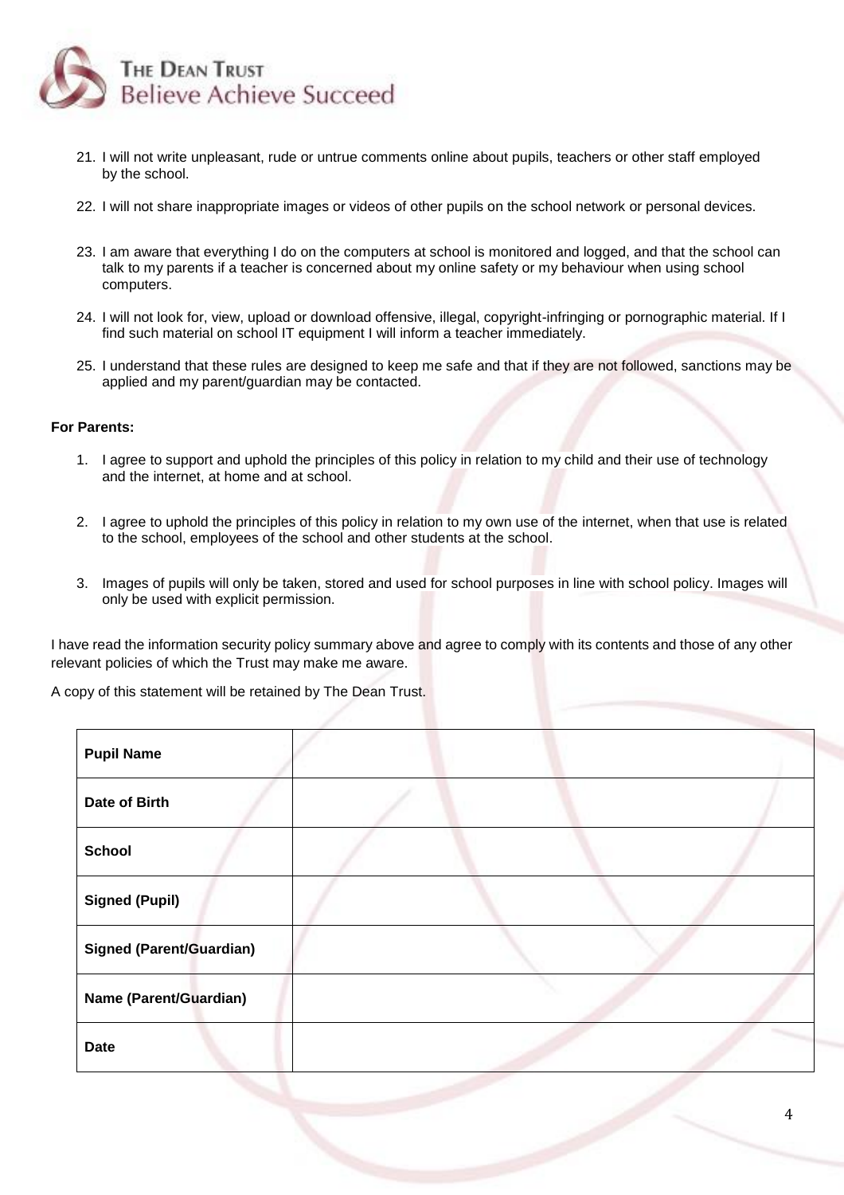21. I will not write unpleasant, rude or untrue comments online about pupils, teachers or other staff employed by the school.

22. I will not share inappropriate images or videos of other pupils on the school network or personal devices.

23. I am aware that everything I do on the computers at school is monitored and logged, and that the school can talk to my parents if a teacher is concerned about my online safety or my behaviour when using school computers.

24. I will not look for, view, upload or download offensive, illegal, copyright-infringing or pornographic material. If I find such material on school IT equipment I will inform a teacher immediately.

25. I understand that these rules are designed to keep me safe and that if they are not followed, sanctions may be applied and my parent/guardian may be contacted.

**For Parents:**

1. I agree to support and uphold the principles of this policy in relation to my child and their use of technology and the internet, at home and at school.

2. I agree to uphold the principles of this policy in relation to my own use of the internet, when that use is related to the school, employees of the school and other students at the school.

3. Images of pupils will only be taken, stored and used for school purposes in line with school policy. Images will only be used with explicit permission.

I have read the information security policy summary above and agree to comply with its contents and those of any other relevant policies of which the Trust may make me aware.

A copy of this statement will be retained by The Dean Trust.

| | |
|---|---|
| **Pupil Name** | |
| **Date of Birth** | |
| **School** | |
| **Signed (Pupil)** | |
| **Signed (Parent/Guardian)** | |
| **Name (Parent/Guardian)** | |
| **Date** | |